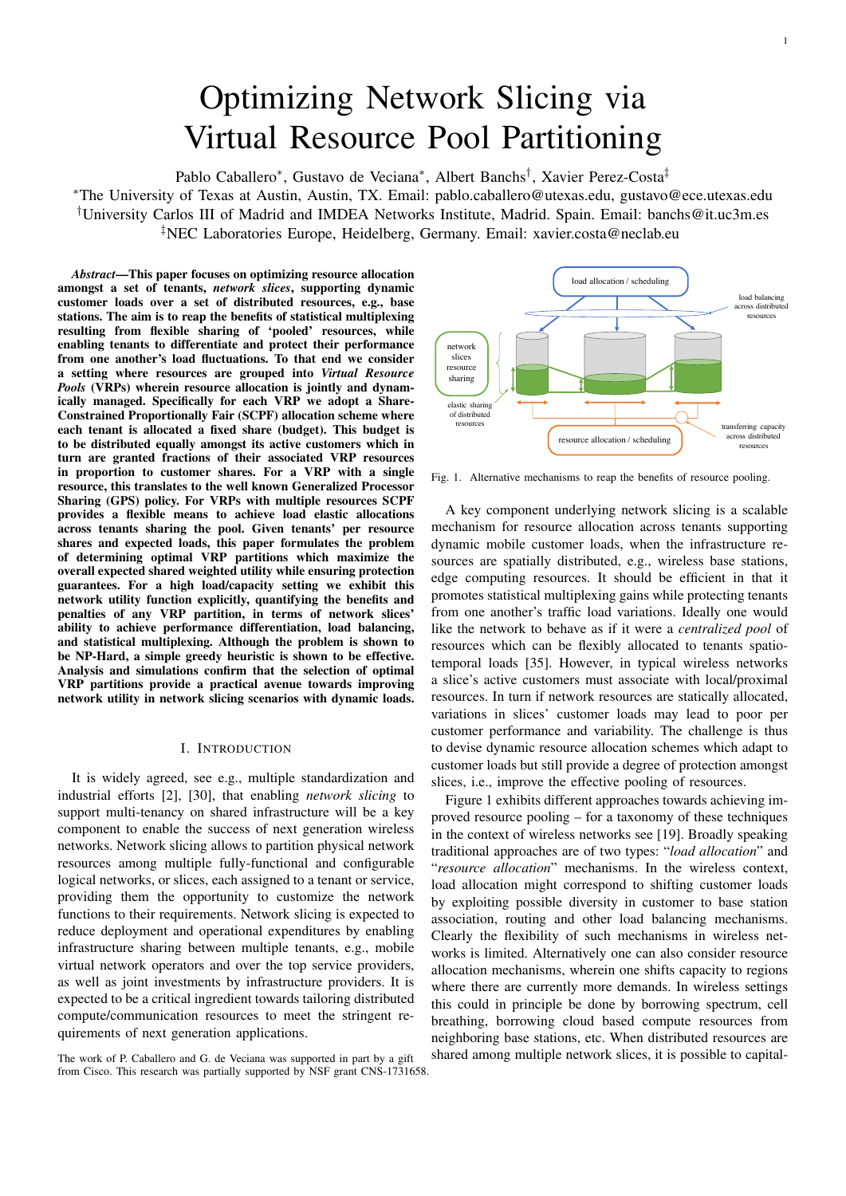# Optimizing Network Slicing via Virtual Resource Pool Partitioning

Pablo Caballero*, Gustavo de Veciana*, Albert Banchs†, Xavier Perez-Costa‡

*The University of Texas at Austin, Austin, TX. Email: pablo.caballero@utexas.edu, gustavo@ece.utexas.edu
†University Carlos III of Madrid and IMDEA Networks Institute, Madrid. Spain. Email: banchs@it.uc3m.es
‡NEC Laboratories Europe, Heidelberg, Germany. Email: xavier.costa@neclab.eu

***Abstract*—This paper focuses on optimizing resource allocation amongst a set of tenants, *network slices*, supporting dynamic customer loads over a set of distributed resources, e.g., base stations. The aim is to reap the benefits of statistical multiplexing resulting from flexible sharing of 'pooled' resources, while enabling tenants to differentiate and protect their performance from one another's load fluctuations. To that end we consider a setting where resources are grouped into *Virtual Resource Pools* (VRPs) wherein resource allocation is jointly and dynamically managed. Specifically for each VRP we adopt a Share-Constrained Proportionally Fair (SCPF) allocation scheme where each tenant is allocated a fixed share (budget). This budget is to be distributed equally amongst its active customers which in turn are granted fractions of their associated VRP resources in proportion to customer shares. For a VRP with a single resource, this translates to the well known Generalized Processor Sharing (GPS) policy. For VRPs with multiple resources SCPF provides a flexible means to achieve load elastic allocations across tenants sharing the pool. Given tenants' per resource shares and expected loads, this paper formulates the problem of determining optimal VRP partitions which maximize the overall expected shared weighted utility while ensuring protection guarantees. For a high load/capacity setting we exhibit this network utility function explicitly, quantifying the benefits and penalties of any VRP partition, in terms of network slices' ability to achieve performance differentiation, load balancing, and statistical multiplexing. Although the problem is shown to be NP-Hard, a simple greedy heuristic is shown to be effective. Analysis and simulations confirm that the selection of optimal VRP partitions provide a practical avenue towards improving network utility in network slicing scenarios with dynamic loads.**

## I. Introduction

It is widely agreed, see e.g., multiple standardization and industrial efforts [2], [30], that enabling *network slicing* to support multi-tenancy on shared infrastructure will be a key component to enable the success of next generation wireless networks. Network slicing allows to partition physical network resources among multiple fully-functional and configurable logical networks, or slices, each assigned to a tenant or service, providing them the opportunity to customize the network functions to their requirements. Network slicing is expected to reduce deployment and operational expenditures by enabling infrastructure sharing between multiple tenants, e.g., mobile virtual network operators and over the top service providers, as well as joint investments by infrastructure providers. It is expected to be a critical ingredient towards tailoring distributed compute/communication resources to meet the stringent requirements of next generation applications.

The work of P. Caballero and G. de Veciana was supported in part by a gift from Cisco. This research was partially supported by NSF grant CNS-1731658.

Fig. 1. Alternative mechanisms to reap the benefits of resource pooling.

A key component underlying network slicing is a scalable mechanism for resource allocation across tenants supporting dynamic mobile customer loads, when the infrastructure resources are spatially distributed, e.g., wireless base stations, edge computing resources. It should be efficient in that it promotes statistical multiplexing gains while protecting tenants from one another's traffic load variations. Ideally one would like the network to behave as if it were a *centralized pool* of resources which can be flexibly allocated to tenants spatio-temporal loads [35]. However, in typical wireless networks a slice's active customers must associate with local/proximal resources. In turn if network resources are statically allocated, variations in slices' customer loads may lead to poor per customer performance and variability. The challenge is thus to devise dynamic resource allocation schemes which adapt to customer loads but still provide a degree of protection amongst slices, i.e., improve the effective pooling of resources.

Figure 1 exhibits different approaches towards achieving improved resource pooling – for a taxonomy of these techniques in the context of wireless networks see [19]. Broadly speaking traditional approaches are of two types: "*load allocation*" and "*resource allocation*" mechanisms. In the wireless context, load allocation might correspond to shifting customer loads by exploiting possible diversity in customer to base station association, routing and other load balancing mechanisms. Clearly the flexibility of such mechanisms in wireless networks is limited. Alternatively one can also consider resource allocation mechanisms, wherein one shifts capacity to regions where there are currently more demands. In wireless settings this could in principle be done by borrowing spectrum, cell breathing, borrowing cloud based compute resources from neighboring base stations, etc. When distributed resources are shared among multiple network slices, it is possible to capital-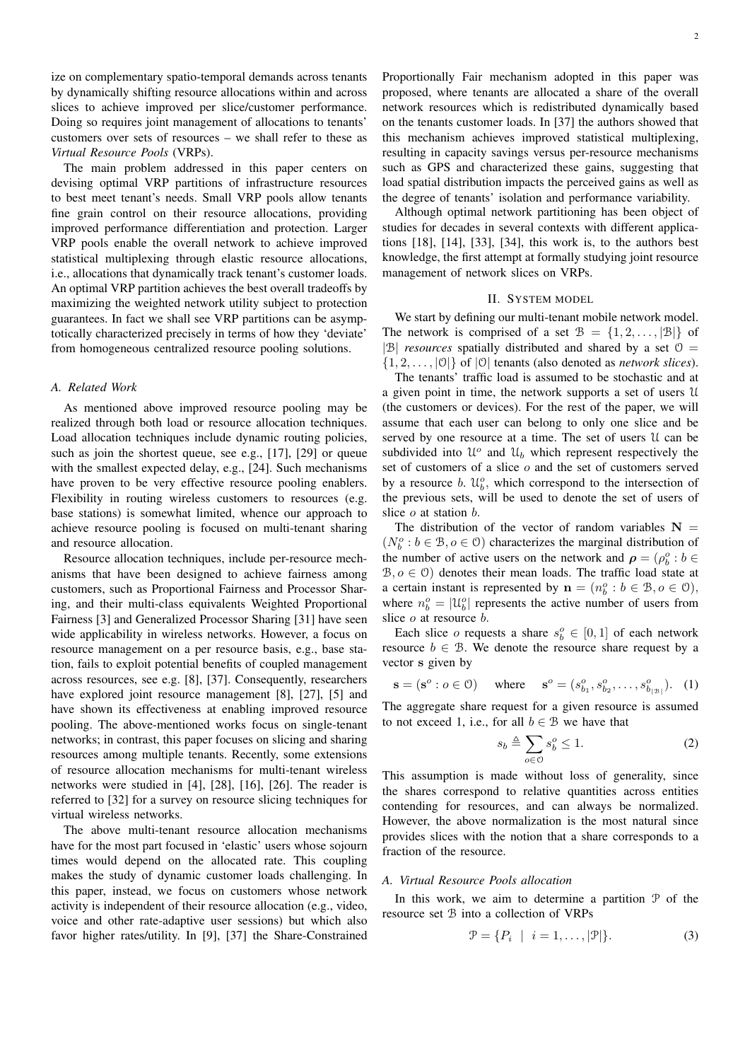ize on complementary spatio-temporal demands across tenants by dynamically shifting resource allocations within and across slices to achieve improved per slice/customer performance. Doing so requires joint management of allocations to tenants' customers over sets of resources – we shall refer to these as *Virtual Resource Pools* (VRPs).

The main problem addressed in this paper centers on devising optimal VRP partitions of infrastructure resources to best meet tenant's needs. Small VRP pools allow tenants fine grain control on their resource allocations, providing improved performance differentiation and protection. Larger VRP pools enable the overall network to achieve improved statistical multiplexing through elastic resource allocations, i.e., allocations that dynamically track tenant's customer loads. An optimal VRP partition achieves the best overall tradeoffs by maximizing the weighted network utility subject to protection guarantees. In fact we shall see VRP partitions can be asymptotically characterized precisely in terms of how they 'deviate' from homogeneous centralized resource pooling solutions.

### A. Related Work

As mentioned above improved resource pooling may be realized through both load or resource allocation techniques. Load allocation techniques include dynamic routing policies, such as join the shortest queue, see e.g., [17], [29] or queue with the smallest expected delay, e.g., [24]. Such mechanisms have proven to be very effective resource pooling enablers. Flexibility in routing wireless customers to resources (e.g. base stations) is somewhat limited, whence our approach to achieve resource pooling is focused on multi-tenant sharing and resource allocation.

Resource allocation techniques, include per-resource mechanisms that have been designed to achieve fairness among customers, such as Proportional Fairness and Processor Sharing, and their multi-class equivalents Weighted Proportional Fairness [3] and Generalized Processor Sharing [31] have seen wide applicability in wireless networks. However, a focus on resource management on a per resource basis, e.g., base station, fails to exploit potential benefits of coupled management across resources, see e.g. [8], [37]. Consequently, researchers have explored joint resource management [8], [27], [5] and have shown its effectiveness at enabling improved resource pooling. The above-mentioned works focus on single-tenant networks; in contrast, this paper focuses on slicing and sharing resources among multiple tenants. Recently, some extensions of resource allocation mechanisms for multi-tenant wireless networks were studied in [4], [28], [16], [26]. The reader is referred to [32] for a survey on resource slicing techniques for virtual wireless networks.

The above multi-tenant resource allocation mechanisms have for the most part focused in 'elastic' users whose sojourn times would depend on the allocated rate. This coupling makes the study of dynamic customer loads challenging. In this paper, instead, we focus on customers whose network activity is independent of their resource allocation (e.g., video, voice and other rate-adaptive user sessions) but which also favor higher rates/utility. In [9], [37] the Share-Constrained Proportionally Fair mechanism adopted in this paper was proposed, where tenants are allocated a share of the overall network resources which is redistributed dynamically based on the tenants customer loads. In [37] the authors showed that this mechanism achieves improved statistical multiplexing, resulting in capacity savings versus per-resource mechanisms such as GPS and characterized these gains, suggesting that load spatial distribution impacts the perceived gains as well as the degree of tenants' isolation and performance variability.

Although optimal network partitioning has been object of studies for decades in several contexts with different applications [18], [14], [33], [34], this work is, to the authors best knowledge, the first attempt at formally studying joint resource management of network slices on VRPs.

## II. System model

We start by defining our multi-tenant mobile network model. The network is comprised of a set $\mathcal{B} = \{1, 2, \ldots, |\mathcal{B}|\}$ of $|\mathcal{B}|$ *resources* spatially distributed and shared by a set $\mathcal{O} = \{1, 2, \ldots, |\mathcal{O}|\}$ of $|\mathcal{O}|$ tenants (also denoted as *network slices*).

The tenants' traffic load is assumed to be stochastic and at a given point in time, the network supports a set of users $\mathcal{U}$ (the customers or devices). For the rest of the paper, we will assume that each user can belong to only one slice and be served by one resource at a time. The set of users $\mathcal{U}$ can be subdivided into $\mathcal{U}^o$ and $\mathcal{U}_b$ which represent respectively the set of customers of a slice $o$ and the set of customers served by a resource $b$. $\mathcal{U}_b^o$, which correspond to the intersection of the previous sets, will be used to denote the set of users of slice $o$ at station $b$.

The distribution of the vector of random variables $\mathbf{N} = (N_b^o : b \in \mathcal{B}, o \in \mathcal{O})$ characterizes the marginal distribution of the number of active users on the network and $\boldsymbol{\rho} = (\rho_b^o : b \in \mathcal{B}, o \in \mathcal{O})$ denotes their mean loads. The traffic load state at a certain instant is represented by $\mathbf{n} = (n_b^o : b \in \mathcal{B}, o \in \mathcal{O})$, where $n_b^o = |\mathcal{U}_b^o|$ represents the active number of users from slice $o$ at resource $b$.

Each slice $o$ requests a share $s_b^o \in [0, 1]$ of each network resource $b \in \mathcal{B}$. We denote the resource share request by a vector $\mathbf{s}$ given by

$$\mathbf{s} = (\mathbf{s}^o : o \in \mathcal{O}) \quad \text{where} \quad \mathbf{s}^o = (s_{b_1}^o, s_{b_2}^o, \ldots, s_{b_{|\mathcal{B}|}}^o). \quad (1)$$

The aggregate share request for a given resource is assumed to not exceed 1, i.e., for all $b \in \mathcal{B}$ we have that

$$s_b \triangleq \sum_{o \in \mathcal{O}} s_b^o \leq 1. \quad (2)$$

This assumption is made without loss of generality, since the shares correspond to relative quantities across entities contending for resources, and can always be normalized. However, the above normalization is the most natural since provides slices with the notion that a share corresponds to a fraction of the resource.

### A. Virtual Resource Pools allocation

In this work, we aim to determine a partition $\mathcal{P}$ of the resource set $\mathcal{B}$ into a collection of VRPs

$$\mathcal{P} = \{P_i \mid i = 1, \ldots, |\mathcal{P}|\}. \quad (3)$$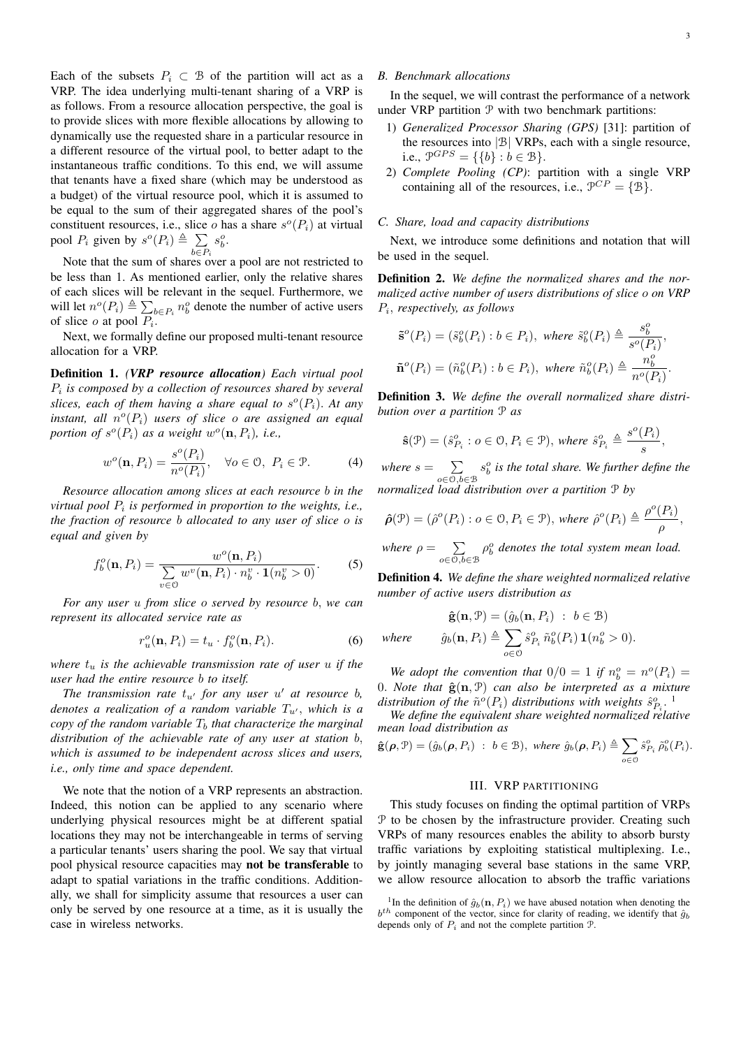Each of the subsets $P_i \subset \mathcal{B}$ of the partition will act as a VRP. The idea underlying multi-tenant sharing of a VRP is as follows. From a resource allocation perspective, the goal is to provide slices with more flexible allocations by allowing to dynamically use the requested share in a particular resource in a different resource of the virtual pool, to better adapt to the instantaneous traffic conditions. To this end, we will assume that tenants have a fixed share (which may be understood as a budget) of the virtual resource pool, which it is assumed to be equal to the sum of their aggregated shares of the pool's constituent resources, i.e., slice $o$ has a share $s^o(P_i)$ at virtual pool $P_i$ given by $s^o(P_i) \triangleq \sum_{b \in P_i} s_b^o$.

Note that the sum of shares over a pool are not restricted to be less than 1. As mentioned earlier, only the relative shares of each slices will be relevant in the sequel. Furthermore, we will let $n^o(P_i) \triangleq \sum_{b \in P_i} n_b^o$ denote the number of active users of slice $o$ at pool $P_i$.

Next, we formally define our proposed multi-tenant resource allocation for a VRP.

**Definition 1.** ***(VRP resource allocation)*** *Each virtual pool $P_i$ is composed by a collection of resources shared by several slices, each of them having a share equal to $s^o(P_i)$. At any instant, all $n^o(P_i)$ users of slice $o$ are assigned an equal portion of $s^o(P_i)$ as a weight $w^o(\mathbf{n}, P_i)$, i.e.,*

$$w^o(\mathbf{n}, P_i) = \frac{s^o(P_i)}{n^o(P_i)}, \quad \forall o \in \mathcal{O}, \ P_i \in \mathcal{P}. \tag{4}$$

*Resource allocation among slices at each resource $b$ in the virtual pool $P_i$ is performed in proportion to the weights, i.e., the fraction of resource $b$ allocated to any user of slice $o$ is equal and given by*

$$f_b^o(\mathbf{n}, P_i) = \frac{w^o(\mathbf{n}, P_i)}{\sum_{v \in \mathcal{O}} w^v(\mathbf{n}, P_i) \cdot n_b^v \cdot \mathbf{1}(n_b^v > 0)}. \tag{5}$$

*For any user $u$ from slice $o$ served by resource $b$, we can represent its allocated service rate as*

$$r_u^o(\mathbf{n}, P_i) = t_u \cdot f_b^o(\mathbf{n}, P_i). \tag{6}$$

*where $t_u$ is the achievable transmission rate of user $u$ if the user had the entire resource $b$ to itself.*

*The transmission rate $t_{u'}$ for any user $u'$ at resource $b$, denotes a realization of a random variable $T_{u'}$, which is a copy of the random variable $T_b$ that characterize the marginal distribution of the achievable rate of any user at station $b$, which is assumed to be independent across slices and users, i.e., only time and space dependent.*

We note that the notion of a VRP represents an abstraction. Indeed, this notion can be applied to any scenario where underlying physical resources might be at different spatial locations they may not be interchangeable in terms of serving a particular tenants' users sharing the pool. We say that virtual pool physical resource capacities may **not be transferable** to adapt to spatial variations in the traffic conditions. Additionally, we shall for simplicity assume that resources a user can only be served by one resource at a time, as it is usually the case in wireless networks.

### *B. Benchmark allocations*

In the sequel, we will contrast the performance of a network under VRP partition $\mathcal{P}$ with two benchmark partitions:

1) *Generalized Processor Sharing (GPS)* [31]: partition of the resources into $|\mathcal{B}|$ VRPs, each with a single resource, i.e., $\mathcal{P}^{GPS} = \{\{b\} : b \in \mathcal{B}\}$.
2) *Complete Pooling (CP)*: partition with a single VRP containing all of the resources, i.e., $\mathcal{P}^{CP} = \{\mathcal{B}\}$.

### *C. Share, load and capacity distributions*

Next, we introduce some definitions and notation that will be used in the sequel.

**Definition 2.** *We define the normalized shares and the normalized active number of users distributions of slice $o$ on VRP $P_i$, respectively, as follows*

$$\tilde{\mathbf{s}}^o(P_i) = (\tilde{s}_b^o(P_i) : b \in P_i), \ \text{where } \tilde{s}_b^o(P_i) \triangleq \frac{s_b^o}{s^o(P_i)},$$

$$\tilde{\mathbf{n}}^o(P_i) = (\tilde{n}_b^o(P_i) : b \in P_i), \ \text{where } \tilde{n}_b^o(P_i) \triangleq \frac{n_b^o}{n^o(P_i)}.$$

**Definition 3.** *We define the overall normalized share distribution over a partition $\mathcal{P}$ as*

$$\hat{\mathbf{s}}(\mathcal{P}) = (\hat{s}_{P_i}^o : o \in \mathcal{O}, P_i \in \mathcal{P}), \ \text{where } \hat{s}_{P_i}^o \triangleq \frac{s^o(P_i)}{s},$$

*where $s = \sum_{o \in \mathcal{O}, b \in \mathcal{B}} s_b^o$ is the total share. We further define the normalized load distribution over a partition $\mathcal{P}$ by*

$$\hat{\boldsymbol{\rho}}(\mathcal{P}) = (\hat{\rho}^o(P_i) : o \in \mathcal{O}, P_i \in \mathcal{P}), \ \text{where } \hat{\rho}^o(P_i) \triangleq \frac{\rho^o(P_i)}{\rho},$$

*where $\rho = \sum_{o \in \mathcal{O}, b \in \mathcal{B}} \rho_b^o$ denotes the total system mean load.*

**Definition 4.** *We define the share weighted normalized relative number of active users distribution as*

$$\hat{\mathbf{g}}(\mathbf{n}, \mathcal{P}) = (\hat{g}_b(\mathbf{n}, P_i) \ : \ b \in \mathcal{B})$$

$$\text{where} \qquad \hat{g}_b(\mathbf{n}, P_i) \triangleq \sum_{o \in \mathcal{O}} \hat{s}_{P_i}^o \, \tilde{n}_b^o(P_i) \, \mathbf{1}(n_b^o > 0).$$

*We adopt the convention that $0/0 = 1$ if $n_b^o = n^o(P_i) = 0$. Note that $\hat{\mathbf{g}}(\mathbf{n}, \mathcal{P})$ can also be interpreted as a mixture distribution of the $\tilde{n}^o(P_i)$ distributions with weights $\hat{s}_{P_i}^o$.* [1]

*We define the equivalent share weighted normalized relative mean load distribution as*

$$\hat{\mathbf{g}}(\boldsymbol{\rho}, \mathcal{P}) = (\hat{g}_b(\boldsymbol{\rho}, P_i) \ : \ b \in \mathcal{B}), \ \text{where } \hat{g}_b(\boldsymbol{\rho}, P_i) \triangleq \sum_{o \in \mathcal{O}} \hat{s}_{P_i}^o \, \tilde{\rho}_b^o(P_i).$$

## III. VRP PARTITIONING

This study focuses on finding the optimal partition of VRPs $\mathcal{P}$ to be chosen by the infrastructure provider. Creating such VRPs of many resources enables the ability to absorb bursty traffic variations by exploiting statistical multiplexing. I.e., by jointly managing several base stations in the same VRP, we allow resource allocation to absorb the traffic variations

[1] In the definition of $\hat{g}_b(\mathbf{n}, P_i)$ we have abused notation when denoting the $b^{th}$ component of the vector, since for clarity of reading, we identify that $\hat{g}_b$ depends only of $P_i$ and not the complete partition $\mathcal{P}$.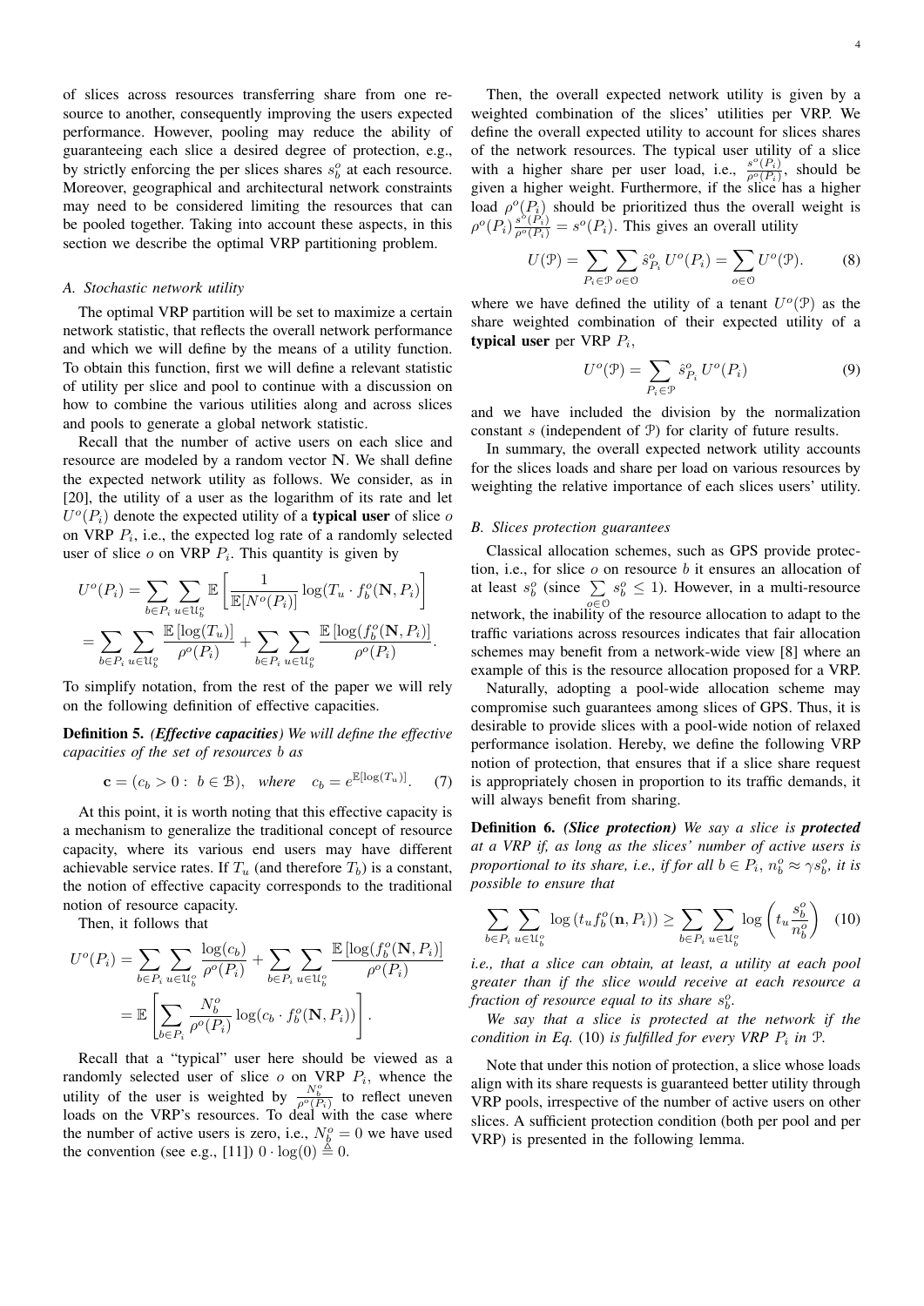of slices across resources transferring share from one resource to another, consequently improving the users expected performance. However, pooling may reduce the ability of guaranteeing each slice a desired degree of protection, e.g., by strictly enforcing the per slices shares $s_b^o$ at each resource. Moreover, geographical and architectural network constraints may need to be considered limiting the resources that can be pooled together. Taking into account these aspects, in this section we describe the optimal VRP partitioning problem.

### A. Stochastic network utility

The optimal VRP partition will be set to maximize a certain network statistic, that reflects the overall network performance and which we will define by the means of a utility function. To obtain this function, first we will define a relevant statistic of utility per slice and pool to continue with a discussion on how to combine the various utilities along and across slices and pools to generate a global network statistic.

Recall that the number of active users on each slice and resource are modeled by a random vector $\mathbf{N}$. We shall define the expected network utility as follows. We consider, as in [20], the utility of a user as the logarithm of its rate and let $U^o(P_i)$ denote the expected utility of a **typical user** of slice $o$ on VRP $P_i$, i.e., the expected log rate of a randomly selected user of slice $o$ on VRP $P_i$. This quantity is given by

$$
\begin{aligned}
U^o(P_i) &= \sum_{b\in P_i}\sum_{u\in\mathcal{U}_b^o}\mathbb{E}\left[\frac{1}{\mathbb{E}[N^o(P_i)]}\log(T_u\cdot f_b^o(\mathbf{N},P_i)\right] \\
&= \sum_{b\in P_i}\sum_{u\in\mathcal{U}_b^o}\frac{\mathbb{E}\left[\log(T_u)\right]}{\rho^o(P_i)} + \sum_{b\in P_i}\sum_{u\in\mathcal{U}_b^o}\frac{\mathbb{E}\left[\log(f_b^o(\mathbf{N},P_i)\right]}{\rho^o(P_i)}.
\end{aligned}
$$

To simplify notation, from the rest of the paper we will rely on the following definition of effective capacities.

**Definition 5.** ***(Effective capacities)*** *We will define the effective capacities of the set of resources* $b$ *as*

$$
\mathbf{c} = (c_b > 0:\ b\in\mathcal{B}),\quad where\quad c_b = e^{\mathbb{E}[\log(T_u)]}. \tag{7}
$$

At this point, it is worth noting that this effective capacity is a mechanism to generalize the traditional concept of resource capacity, where its various end users may have different achievable service rates. If $T_u$ (and therefore $T_b$) is a constant, the notion of effective capacity corresponds to the traditional notion of resource capacity.

Then, it follows that

$$
\begin{aligned}
U^o(P_i) &= \sum_{b\in P_i}\sum_{u\in\mathcal{U}_b^o}\frac{\log(c_b)}{\rho^o(P_i)} + \sum_{b\in P_i}\sum_{u\in\mathcal{U}_b^o}\frac{\mathbb{E}\left[\log(f_b^o(\mathbf{N},P_i)\right]}{\rho^o(P_i)} \\
&= \mathbb{E}\left[\sum_{b\in P_i}\frac{N_b^o}{\rho^o(P_i)}\log(c_b\cdot f_b^o(\mathbf{N},P_i))\right].
\end{aligned}
$$

Recall that a "typical" user here should be viewed as a randomly selected user of slice $o$ on VRP $P_i$, whence the utility of the user is weighted by $\frac{N_b^o}{\rho^o(P_i)}$ to reflect uneven loads on the VRP's resources. To deal with the case where the number of active users is zero, i.e., $N_b^o = 0$ we have used the convention (see e.g., [11]) $0\cdot\log(0)\triangleq 0$.

Then, the overall expected network utility is given by a weighted combination of the slices' utilities per VRP. We define the overall expected utility to account for slices shares of the network resources. The typical user utility of a slice with a higher share per user load, i.e., $\frac{s^o(P_i)}{\rho^o(P_i)}$, should be given a higher weight. Furthermore, if the slice has a higher load $\rho^o(P_i)$ should be prioritized thus the overall weight is $\rho^o(P_i)\frac{s^o(P_i)}{\rho^o(P_i)} = s^o(P_i)$. This gives an overall utility

$$
U(\mathcal{P}) = \sum_{P_i\in\mathcal{P}}\sum_{o\in\mathcal{O}}\hat{s}_{P_i}^o\, U^o(P_i) = \sum_{o\in\mathcal{O}}U^o(\mathcal{P}). \tag{8}
$$

where we have defined the utility of a tenant $U^o(\mathcal{P})$ as the share weighted combination of their expected utility of a **typical user** per VRP $P_i$,

$$
U^o(\mathcal{P}) = \sum_{P_i\in\mathcal{P}}\hat{s}_{P_i}^o\, U^o(P_i) \tag{9}
$$

and we have included the division by the normalization constant $s$ (independent of $\mathcal{P}$) for clarity of future results.

In summary, the overall expected network utility accounts for the slices loads and share per load on various resources by weighting the relative importance of each slices users' utility.

### B. Slices protection guarantees

Classical allocation schemes, such as GPS provide protection, i.e., for slice $o$ on resource $b$ it ensures an allocation of at least $s_b^o$ (since $\sum_{o\in\mathcal{O}} s_b^o \le 1$). However, in a multi-resource network, the inability of the resource allocation to adapt to the traffic variations across resources indicates that fair allocation schemes may benefit from a network-wide view [8] where an example of this is the resource allocation proposed for a VRP.

Naturally, adopting a pool-wide allocation scheme may compromise such guarantees among slices of GPS. Thus, it is desirable to provide slices with a pool-wide notion of relaxed performance isolation. Hereby, we define the following VRP notion of protection, that ensures that if a slice share request is appropriately chosen in proportion to its traffic demands, it will always benefit from sharing.

**Definition 6.** ***(Slice protection)*** *We say a slice is* ***protected*** *at a VRP if, as long as the slices' number of active users is proportional to its share, i.e., if for all* $b\in P_i$, $n_b^o \approx \gamma s_b^o$, *it is possible to ensure that*

$$
\sum_{b\in P_i}\sum_{u\in\mathcal{U}_b^o}\log\left(t_u f_b^o(\mathbf{n},P_i)\right) \ge \sum_{b\in P_i}\sum_{u\in\mathcal{U}_b^o}\log\left(t_u\frac{s_b^o}{n_b^o}\right) \tag{10}
$$

*i.e., that a slice can obtain, at least, a utility at each pool greater than if the slice would receive at each resource a fraction of resource equal to its share* $s_b^o$.

*We say that a slice is protected at the network if the condition in Eq.* (10) *is fulfilled for every VRP* $P_i$ *in* $\mathcal{P}$.

Note that under this notion of protection, a slice whose loads align with its share requests is guaranteed better utility through VRP pools, irrespective of the number of active users on other slices. A sufficient protection condition (both per pool and per VRP) is presented in the following lemma.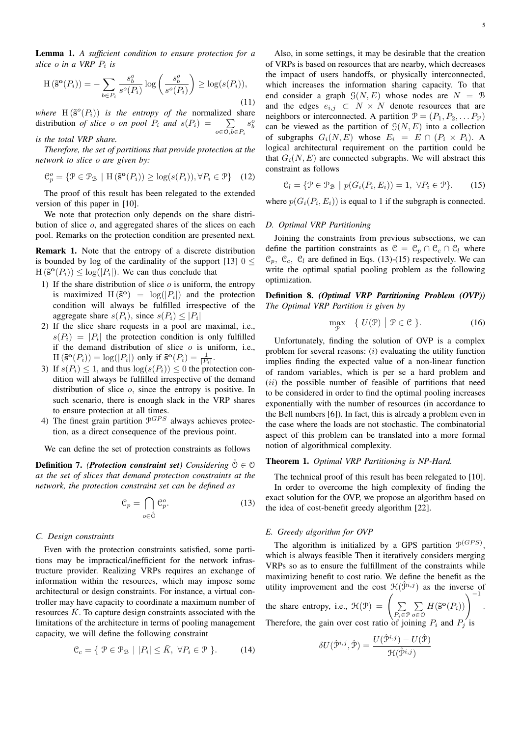**Lemma 1.** *A sufficient condition to ensure protection for a slice $o$ in a VRP $P_i$ is*

$$\mathrm{H}\left(\tilde{\mathbf{s}}^{\mathbf{o}}(P_i)\right) = -\sum_{b \in P_i} \frac{s_b^o}{s^o(P_i)} \log\left(\frac{s_b^o}{s^o(P_i)}\right) \geq \log(s(P_i)), \tag{11}$$

*where* $\mathrm{H}\left(\tilde{\mathbf{s}}^o(P_i)\right)$ *is the entropy of the* normalized share distribution *of slice $o$ on pool $P_i$ and* $s(P_i) = \sum_{o \in \mathcal{O}, b \in P_i} s_b^o$ *is the total VRP share.*

*Therefore, the set of partitions that provide protection at the network to slice $o$ are given by:*

$$\mathcal{C}_p^o = \{\mathcal{P} \in \mathcal{P}_{\mathcal{B}} \mid \mathrm{H}\left(\tilde{\mathbf{s}}^{\mathbf{o}}(P_i)\right) \geq \log(s(P_i)), \forall P_i \in \mathcal{P}\} \tag{12}$$

The proof of this result has been relegated to the extended version of this paper in [10].

We note that protection only depends on the share distribution of slice $o$, and aggregated shares of the slices on each pool. Remarks on the protection condition are presented next.

**Remark 1.** Note that the entropy of a discrete distribution is bounded by log of the cardinality of the support [13] $0 \leq \mathrm{H}\left(\tilde{\mathbf{s}}^{\mathbf{o}}(P_i)\right) \leq \log(|P_i|)$. We can thus conclude that

1) If the share distribution of slice $o$ is uniform, the entropy is maximized $\mathrm{H}\left(\tilde{\mathbf{s}}^{\mathbf{o}}\right) = \log(|P_i|)$ and the protection condition will always be fulfilled irrespective of the aggregate share $s(P_i)$, since $s(P_i) \leq |P_i|$
2) If the slice share requests in a pool are maximal, i.e., $s(P_i) = |P_i|$ the protection condition is only fulfilled if the demand distribution of slice $o$ is uniform, i.e., $\mathrm{H}\left(\tilde{\mathbf{s}}^{\mathbf{o}}(P_i)\right) = \log(|P_i|)$ only if $\tilde{\mathbf{s}}^{\mathbf{o}}(P_i) = \frac{1}{|P_i|}$.
3) If $s(P_i) \leq 1$, and thus $\log(s(P_i)) \leq 0$ the protection condition will always be fulfilled irrespective of the demand distribution of slice $o$, since the entropy is positive. In such scenario, there is enough slack in the VRP shares to ensure protection at all times.
4) The finest grain partition $\mathcal{P}^{GPS}$ always achieves protection, as a direct consequence of the previous point.

We can define the set of protection constraints as follows

**Definition 7.** ***(Protection constraint set)*** *Considering $\hat{\mathcal{O}} \in \mathcal{O}$ as the set of slices that demand protection constraints at the network, the protection constraint set can be defined as*

$$\mathcal{C}_p = \bigcap_{o \in \hat{\mathcal{O}}} \mathcal{C}_p^o. \tag{13}$$

### *C. Design constraints*

Even with the protection constraints satisfied, some partitions may be impractical/inefficient for the network infrastructure provider. Realizing VRPs requires an exchange of information within the resources, which may impose some architectural or design constraints. For instance, a virtual controller may have capacity to coordinate a maximum number of resources $\bar{K}$. To capture design constraints associated with the limitations of the architecture in terms of pooling management capacity, we will define the following constraint

$$\mathcal{C}_c = \{\ \mathcal{P} \in \mathcal{P}_{\mathcal{B}} \mid |P_i| \leq \bar{K},\ \forall P_i \in \mathcal{P}\ \}. \tag{14}$$

Also, in some settings, it may be desirable that the creation of VRPs is based on resources that are nearby, which decreases the impact of users handoffs, or physically interconnected, which increases the information sharing capacity. To that end consider a graph $\mathcal{G}(N, E)$ whose nodes are $N = \mathcal{B}$ and the edges $e_{i,j} \subset N \times N$ denote resources that are neighbors or interconnected. A partition $\mathcal{P} = (P_1, P_2, \ldots P_{\mathcal{P}})$ can be viewed as the partition of $\mathcal{G}(N, E)$ into a collection of subgraphs $G_i(N, E)$ whose $E_i = E \cap (P_i \times P_i)$. A logical architectural requirement on the partition could be that $G_i(N, E)$ are connected subgraphs. We will abstract this constraint as follows

$$\mathcal{C}_l = \{\mathcal{P} \in \mathcal{P}_{\mathcal{B}} \mid p(G_i(P_i, E_i)) = 1,\ \forall P_i \in \mathcal{P}\}. \tag{15}$$

where $p(G_i(P_i, E_i))$ is equal to 1 if the subgraph is connected.

### *D. Optimal VRP Partitioning*

Joining the constraints from previous subsections, we can define the partition constraints as $\mathcal{C} = \mathcal{C}_p \cap \mathcal{C}_c \cap \mathcal{C}_l$ where $\mathcal{C}_p$, $\mathcal{C}_c$, $\mathcal{C}_l$ are defined in Eqs. (13)-(15) respectively. We can write the optimal spatial pooling problem as the following optimization.

**Definition 8.** ***(Optimal VRP Partitioning Problem (OVP))*** *The Optimal VRP Partition is given by*

$$\max_{\mathcal{P}} \quad \{\ U(\mathcal{P}) \bigm| \mathcal{P} \in \mathcal{C}\ \}. \tag{16}$$

Unfortunately, finding the solution of OVP is a complex problem for several reasons: $(i)$ evaluating the utility function implies finding the expected value of a non-linear function of random variables, which is per se a hard problem and $(ii)$ the possible number of feasible of partitions that need to be considered in order to find the optimal pooling increases exponentially with the number of resources (in accordance to the Bell numbers [6]). In fact, this is already a problem even in the case where the loads are not stochastic. The combinatorial aspect of this problem can be translated into a more formal notion of algorithmical complexity.

**Theorem 1.** *Optimal VRP Partitioning is NP-Hard.*

The technical proof of this result has been relegated to [10].

In order to overcome the high complexity of finding the exact solution for the OVP, we propose an algorithm based on the idea of cost-benefit greedy algorithm [22].

### *E. Greedy algorithm for OVP*

The algorithm is initialized by a GPS partition $\mathcal{P}^{(GPS)}$, which is always feasible Then it iteratively considers merging VRPs so as to ensure the fulfillment of the constraints while maximizing benefit to cost ratio. We define the benefit as the utility improvement and the cost $\mathcal{H}(\hat{\mathcal{P}}^{i,j})$ as the inverse of the share entropy, i.e., $\mathcal{H}(\mathcal{P}) = \left(\sum_{P_i \in \mathcal{P}} \sum_{o \in \mathcal{O}} H(\tilde{\mathbf{s}}^{\mathbf{o}}(P_i))\right)^{-1}$.

Therefore, the gain over cost ratio of joining $P_i$ and $P_j$ is

$$\delta U(\hat{\mathcal{P}}^{i,j}, \hat{\mathcal{P}}) = \frac{U(\hat{\mathcal{P}}^{i,j}) - U(\hat{\mathcal{P}})}{\mathcal{H}(\hat{\mathcal{P}}^{i,j})}$$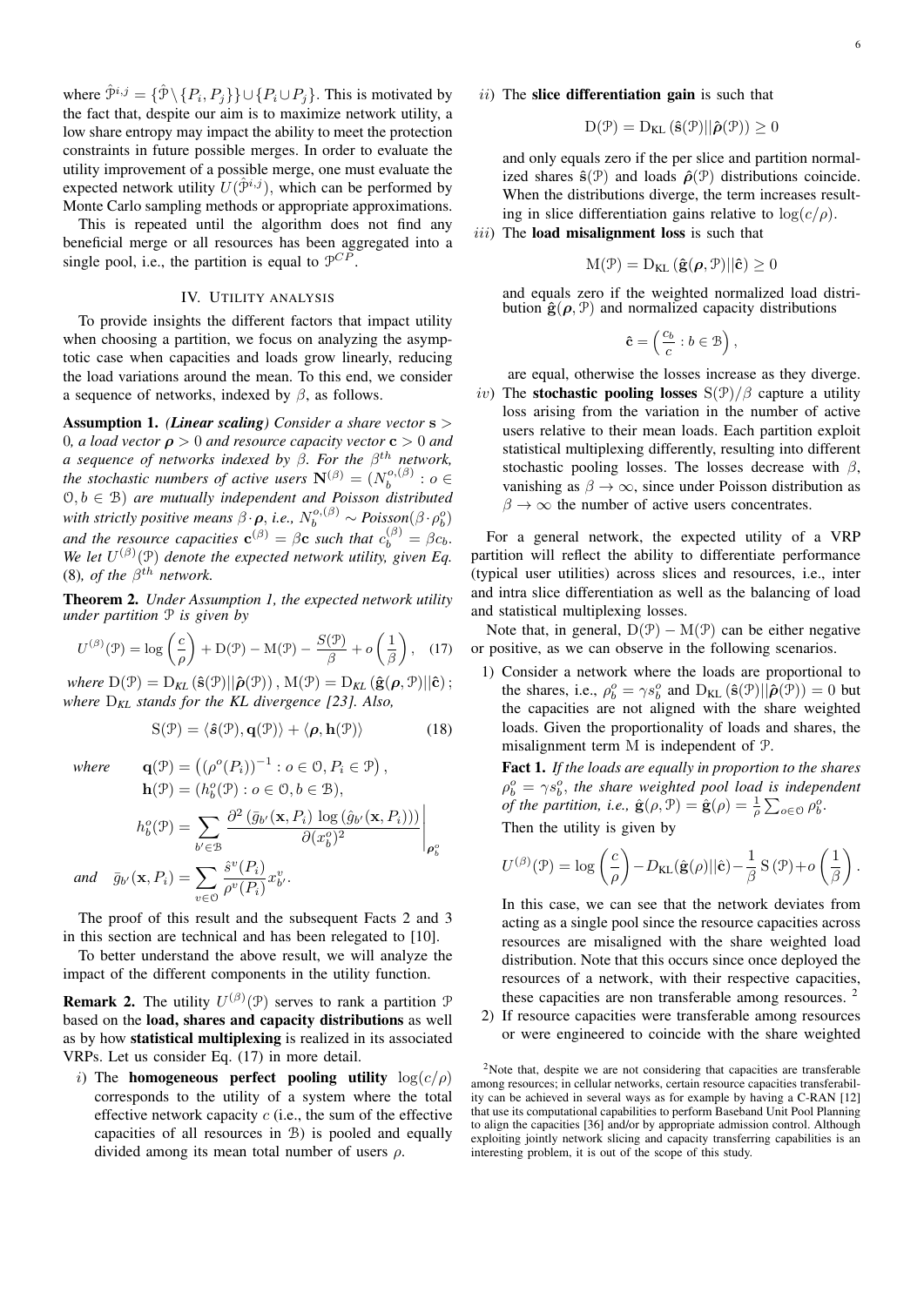where $\hat{\mathcal{P}}^{i,j} = \{\hat{\mathcal{P}} \setminus \{P_i, P_j\}\} \cup \{P_i \cup P_j\}$. This is motivated by the fact that, despite our aim is to maximize network utility, a low share entropy may impact the ability to meet the protection constraints in future possible merges. In order to evaluate the utility improvement of a possible merge, one must evaluate the expected network utility $U(\hat{\mathcal{P}}^{i,j})$, which can be performed by Monte Carlo sampling methods or appropriate approximations.

This is repeated until the algorithm does not find any beneficial merge or all resources has been aggregated into a single pool, i.e., the partition is equal to $\mathcal{P}^{CP}$.

## IV. Utility analysis

To provide insights the different factors that impact utility when choosing a partition, we focus on analyzing the asymptotic case when capacities and loads grow linearly, reducing the load variations around the mean. To this end, we consider a sequence of networks, indexed by $\beta$, as follows.

**Assumption 1.** ***(Linear scaling)*** *Consider a share vector $\mathbf{s} > 0$, a load vector $\boldsymbol{\rho} > 0$ and resource capacity vector $\mathbf{c} > 0$ and a sequence of networks indexed by $\beta$. For the $\beta^{th}$ network, the stochastic numbers of active users $\mathbf{N}^{(\beta)} = (N_b^{o,(\beta)} : o \in \mathcal{O}, b \in \mathcal{B})$ are mutually independent and Poisson distributed with strictly positive means $\beta \cdot \boldsymbol{\rho}$, i.e., $N_b^{o,(\beta)} \sim Poisson(\beta \cdot \rho_b^o)$ and the resource capacities $\mathbf{c}^{(\beta)} = \beta \mathbf{c}$ such that $c_b^{(\beta)} = \beta c_b$. We let $U^{(\beta)}(\mathcal{P})$ denote the expected network utility, given Eq.* (8)*, of the $\beta^{th}$ network.*

**Theorem 2.** *Under Assumption 1, the expected network utility under partition $\mathcal{P}$ is given by*

$$U^{(\beta)}(\mathcal{P}) = \log\left(\frac{c}{\rho}\right) + \mathrm{D}(\mathcal{P}) - \mathrm{M}(\mathcal{P}) - \frac{S(\mathcal{P})}{\beta} + o\left(\frac{1}{\beta}\right), \quad (17)$$

*where $\mathrm{D}(\mathcal{P}) = \mathrm{D}_{KL}\left(\hat{\mathbf{s}}(\mathcal{P}) || \hat{\boldsymbol{\rho}}(\mathcal{P})\right)$, $\mathrm{M}(\mathcal{P}) = \mathrm{D}_{KL}\left(\hat{\mathbf{g}}(\boldsymbol{\rho}, \mathcal{P}) || \hat{\mathbf{c}}\right)$; where $\mathrm{D}_{KL}$ stands for the KL divergence [23]. Also,*

$$\mathrm{S}(\mathcal{P}) = \langle \hat{\mathbf{s}}(\mathcal{P}), \mathbf{q}(\mathcal{P}) \rangle + \langle \boldsymbol{\rho}, \mathbf{h}(\mathcal{P}) \rangle \quad (18)$$

*where*

$$\mathbf{q}(\mathcal{P}) = \left((\rho^o(P_i))^{-1} : o \in \mathcal{O}, P_i \in \mathcal{P}\right),$$

$$\mathbf{h}(\mathcal{P}) = (h_b^o(\mathcal{P}) : o \in \mathcal{O}, b \in \mathcal{B}),$$

$$h_b^o(\mathcal{P}) = \sum_{b' \in \mathcal{B}} \left. \frac{\partial^2 \left(\bar{g}_{b'}(\mathbf{x}, P_i) \log\left(\hat{g}_{b'}(\mathbf{x}, P_i)\right)\right)}{\partial (x_b^o)^2} \right|_{\boldsymbol{\rho}_b^o}$$

*and* $\displaystyle \bar{g}_{b'}(\mathbf{x}, P_i) = \sum_{v \in \mathcal{O}} \frac{\hat{s}^v(P_i)}{\rho^v(P_i)} x_{b'}^v.$

The proof of this result and the subsequent Facts 2 and 3 in this section are technical and has been relegated to [10].

To better understand the above result, we will analyze the impact of the different components in the utility function.

**Remark 2.** The utility $U^{(\beta)}(\mathcal{P})$ serves to rank a partition $\mathcal{P}$ based on the **load, shares and capacity distributions** as well as by how **statistical multiplexing** is realized in its associated VRPs. Let us consider Eq. (17) in more detail.

*i*) The **homogeneous perfect pooling utility** $\log(c/\rho)$ corresponds to the utility of a system where the total effective network capacity $c$ (i.e., the sum of the effective capacities of all resources in $\mathcal{B}$) is pooled and equally divided among its mean total number of users $\rho$.

*ii*) The **slice differentiation gain** is such that

$$\mathrm{D}(\mathcal{P}) = \mathrm{D}_{\mathrm{KL}}\left(\hat{\mathbf{s}}(\mathcal{P}) || \hat{\boldsymbol{\rho}}(\mathcal{P})\right) \geq 0$$

and only equals zero if the per slice and partition normalized shares $\hat{\mathbf{s}}(\mathcal{P})$ and loads $\hat{\boldsymbol{\rho}}(\mathcal{P})$ distributions coincide. When the distributions diverge, the term increases resulting in slice differentiation gains relative to $\log(c/\rho)$.

*iii*) The **load misalignment loss** is such that

$$\mathrm{M}(\mathcal{P}) = \mathrm{D}_{\mathrm{KL}}\left(\hat{\mathbf{g}}(\boldsymbol{\rho}, \mathcal{P}) || \hat{\mathbf{c}}\right) \geq 0$$

and equals zero if the weighted normalized load distribution $\hat{\mathbf{g}}(\boldsymbol{\rho}, \mathcal{P})$ and normalized capacity distributions

$$\hat{\mathbf{c}} = \left(\frac{c_b}{c} : b \in \mathcal{B}\right),$$

are equal, otherwise the losses increase as they diverge.

*iv*) The **stochastic pooling losses** $\mathrm{S}(\mathcal{P})/\beta$ capture a utility loss arising from the variation in the number of active users relative to their mean loads. Each partition exploit statistical multiplexing differently, resulting into different stochastic pooling losses. The losses decrease with $\beta$, vanishing as $\beta \to \infty$, since under Poisson distribution as $\beta \to \infty$ the number of active users concentrates.

For a general network, the expected utility of a VRP partition will reflect the ability to differentiate performance (typical user utilities) across slices and resources, i.e., inter and intra slice differentiation as well as the balancing of load and statistical multiplexing losses.

Note that, in general, $\mathrm{D}(\mathcal{P}) - \mathrm{M}(\mathcal{P})$ can be either negative or positive, as we can observe in the following scenarios.

1) Consider a network where the loads are proportional to the shares, i.e., $\rho_b^o = \gamma s_b^o$ and $\mathrm{D}_{\mathrm{KL}}\left(\hat{\mathbf{s}}(\mathcal{P}) || \hat{\boldsymbol{\rho}}(\mathcal{P})\right) = 0$ but the capacities are not aligned with the share weighted loads. Given the proportionality of loads and shares, the misalignment term $\mathrm{M}$ is independent of $\mathcal{P}$.

   **Fact 1.** *If the loads are equally in proportion to the shares $\rho_b^o = \gamma s_b^o$, the share weighted pool load is independent of the partition, i.e., $\hat{\mathbf{g}}(\rho, \mathcal{P}) = \hat{\mathbf{g}}(\rho) = \frac{1}{\rho}\sum_{o \in \mathcal{O}} \rho_b^o$.*

   Then the utility is given by

   $$U^{(\beta)}(\mathcal{P}) = \log\left(\frac{c}{\rho}\right) - D_{\mathrm{KL}}(\hat{\mathbf{g}}(\rho) || \hat{\mathbf{c}}) - \frac{1}{\beta}\mathrm{S}(\mathcal{P}) + o\left(\frac{1}{\beta}\right).$$

   In this case, we can see that the network deviates from acting as a single pool since the resource capacities across resources are misaligned with the share weighted load distribution. Note that this occurs since once deployed the resources of a network, with their respective capacities, these capacities are non transferable among resources. [2]

2) If resource capacities were transferable among resources or were engineered to coincide with the share weighted

[2] Note that, despite we are not considering that capacities are transferable among resources; in cellular networks, certain resource capacities transferability can be achieved in several ways as for example by having a C-RAN [12] that use its computational capabilities to perform Baseband Unit Pool Planning to align the capacities [36] and/or by appropriate admission control. Although exploiting jointly network slicing and capacity transferring capabilities is an interesting problem, it is out of the scope of this study.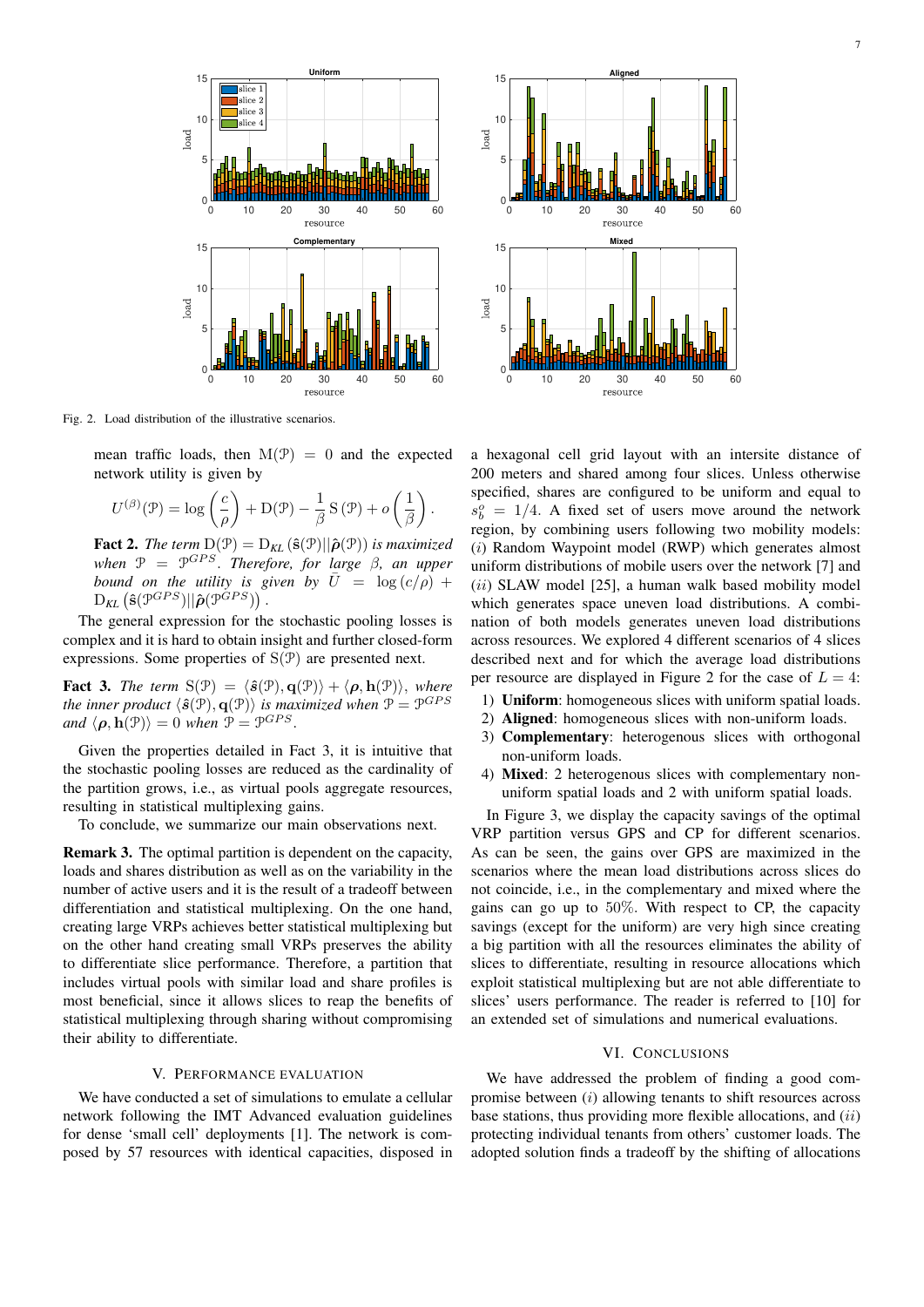Fig. 2. Load distribution of the illustrative scenarios.

mean traffic loads, then $\mathrm{M}(\mathcal{P}) = 0$ and the expected network utility is given by

$$U^{(\beta)}(\mathcal{P}) = \log\left(\frac{c}{\rho}\right) + \mathrm{D}(\mathcal{P}) - \frac{1}{\beta}\,\mathrm{S}\,(\mathcal{P}) + o\left(\frac{1}{\beta}\right).$$

**Fact 2.** *The term* $\mathrm{D}(\mathcal{P}) = \mathrm{D}_{KL}\left(\hat{\mathbf{s}}(\mathcal{P})||\hat{\boldsymbol{\rho}}(\mathcal{P})\right)$ *is maximized when* $\mathcal{P} = \mathcal{P}^{GPS}$. *Therefore, for large* $\beta$, *an upper bound on the utility is given by* $\bar{U} = \log(c/\rho) + \mathrm{D}_{KL}\left(\hat{\mathbf{s}}(\mathcal{P}^{GPS})||\hat{\boldsymbol{\rho}}(\mathcal{P}^{GPS})\right)$.

The general expression for the stochastic pooling losses is complex and it is hard to obtain insight and further closed-form expressions. Some properties of $\mathrm{S}(\mathcal{P})$ are presented next.

**Fact 3.** *The term* $\mathrm{S}(\mathcal{P}) = \langle \hat{\boldsymbol{s}}(\mathcal{P}), \mathbf{q}(\mathcal{P})\rangle + \langle \boldsymbol{\rho}, \mathbf{h}(\mathcal{P})\rangle$, *where the inner product* $\langle \hat{\mathbf{s}}(\mathcal{P}), \mathbf{q}(\mathcal{P})\rangle$ *is maximized when* $\mathcal{P} = \mathcal{P}^{GPS}$ *and* $\langle \boldsymbol{\rho}, \mathbf{h}(\mathcal{P})\rangle = 0$ *when* $\mathcal{P} = \mathcal{P}^{GPS}$.

Given the properties detailed in Fact 3, it is intuitive that the stochastic pooling losses are reduced as the cardinality of the partition grows, i.e., as virtual pools aggregate resources, resulting in statistical multiplexing gains.

To conclude, we summarize our main observations next.

**Remark 3.** The optimal partition is dependent on the capacity, loads and shares distribution as well as on the variability in the number of active users and it is the result of a tradeoff between differentiation and statistical multiplexing. On the one hand, creating large VRPs achieves better statistical multiplexing but on the other hand creating small VRPs preserves the ability to differentiate slice performance. Therefore, a partition that includes virtual pools with similar load and share profiles is most beneficial, since it allows slices to reap the benefits of statistical multiplexing through sharing without compromising their ability to differentiate.

## V. Performance Evaluation

We have conducted a set of simulations to emulate a cellular network following the IMT Advanced evaluation guidelines for dense 'small cell' deployments [1]. The network is composed by 57 resources with identical capacities, disposed in a hexagonal cell grid layout with an intersite distance of 200 meters and shared among four slices. Unless otherwise specified, shares are configured to be uniform and equal to $s_b^o = 1/4$. A fixed set of users move around the network region, by combining users following two mobility models: $(i)$ Random Waypoint model (RWP) which generates almost uniform distributions of mobile users over the network [7] and $(ii)$ SLAW model [25], a human walk based mobility model which generates space uneven load distributions. A combination of both models generates uneven load distributions across resources. We explored 4 different scenarios of 4 slices described next and for which the average load distributions per resource are displayed in Figure 2 for the case of $L = 4$:

1) **Uniform**: homogeneous slices with uniform spatial loads.
2) **Aligned**: homogeneous slices with non-uniform loads.
3) **Complementary**: heterogenous slices with orthogonal non-uniform loads.
4) **Mixed**: 2 heterogenous slices with complementary non-uniform spatial loads and 2 with uniform spatial loads.

In Figure 3, we display the capacity savings of the optimal VRP partition versus GPS and CP for different scenarios. As can be seen, the gains over GPS are maximized in the scenarios where the mean load distributions across slices do not coincide, i.e., in the complementary and mixed where the gains can go up to 50%. With respect to CP, the capacity savings (except for the uniform) are very high since creating a big partition with all the resources eliminates the ability of slices to differentiate, resulting in resource allocations which exploit statistical multiplexing but are not able differentiate to slices' users performance. The reader is referred to [10] for an extended set of simulations and numerical evaluations.

## VI. Conclusions

We have addressed the problem of finding a good compromise between $(i)$ allowing tenants to shift resources across base stations, thus providing more flexible allocations, and $(ii)$ protecting individual tenants from others' customer loads. The adopted solution finds a tradeoff by the shifting of allocations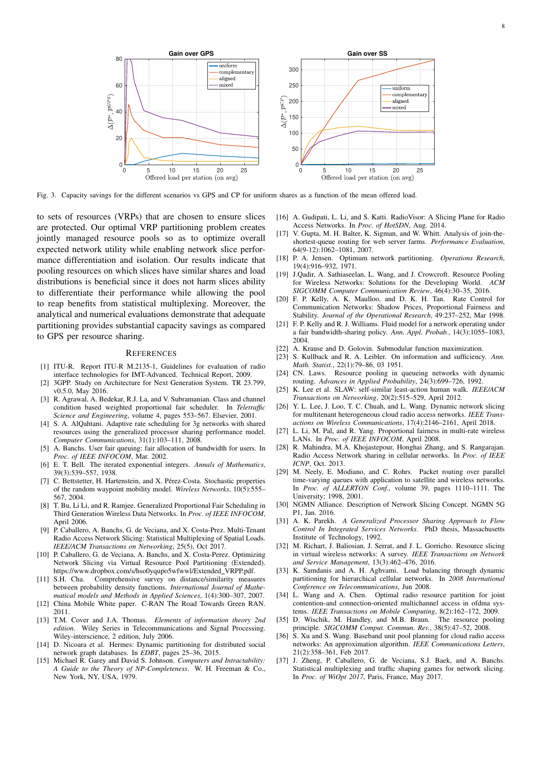Gain over GPS

80
60
40
20
0

0 5 10 15 20 25

Offered load per station (on avg)

$\Delta(\mathcal{P}^*, \mathcal{P}^{GPS})$

uniform
complementary
aligned
mixed

Gain over SS

300
250
200
150
100
50
0

0 5 10 15 20 25

Offered load per station (on avg)

$\Delta(\mathcal{P}^*, \mathcal{P}^{CP})$

uniform
complementary
aligned
mixed

Fig. 3. Capacity savings for the different scenarios vs GPS and CP for uniform shares as a function of the mean offered load.

to sets of resources (VRPs) that are chosen to ensure slices are protected. Our optimal VRP partitioning problem creates jointly managed resource pools so as to optimize overall expected network utility while enabling network slice performance differentiation and isolation. Our results indicate that pooling resources on which slices have similar shares and load distributions is beneficial since it does not harm slices ability to differentiate their performance while allowing the pool to reap benefits from statistical multiplexing. Moreover, the analytical and numerical evaluations demonstrate that adequate partitioning provides substantial capacity savings as compared to GPS per resource sharing.

## References

[1] ITU-R. Report ITU-R M.2135-1, Guidelines for evaluation of radio interface technologies for IMT-Advanced. Technical Report, 2009.

[2] 3GPP. Study on Architecture for Next Generation System. TR 23.799, v0.5.0, May 2016.

[3] R. Agrawal, A. Bedekar, R.J. La, and V. Subramanian. Class and channel condition based weighted proportional fair scheduler. In *Teletraffic Science and Engineering*, volume 4, pages 553–567. Elsevier, 2001.

[4] S. A. AlQahtani. Adaptive rate scheduling for 3g networks with shared resources using the generalized processor sharing performance model. *Computer Communications*, 31(1):103–111, 2008.

[5] A. Banchs. User fair queuing: fair allocation of bandwidth for users. In *Proc. of IEEE INFOCOM*, Mar. 2002.

[6] E. T. Bell. The iterated exponential integers. *Annals of Mathematics*, 39(3):539–557, 1938.

[7] C. Bettstetter, H. Hartenstein, and X. Pérez-Costa. Stochastic properties of the random waypoint mobility model. *Wireless Networks*, 10(5):555–567, 2004.

[8] T. Bu, Li Li, and R. Ramjee. Generalized Proportional Fair Scheduling in Third Generation Wireless Data Networks. In *Proc. of IEEE INFOCOM*, April 2006.

[9] P. Caballero, A. Banchs, G. de Veciana, and X. Costa-Prez. Multi-Tenant Radio Access Network Slicing: Statistical Multiplexing of Spatial Loads. *IEEE/ACM Transactions on Networking*, 25(5), Oct 2017.

[10] P. Caballero, G. de Veciana, A. Banchs, and X. Costa-Perez. Optimizing Network Slicing via Virtual Resource Pool Partitioning (Extended). https://www.dropbox.com/s/hso0yqupo5wfwwl/Extended_VRPP.pdf.

[11] S.H. Cha. Comprehensive survey on distance/similarity measures between probability density functions. *International Journal of Mathematical models and Methods in Applied Sciences*, 1(4):300–307, 2007.

[12] China Mobile White paper. C-RAN The Road Towards Green RAN. 2011.

[13] T.M. Cover and J.A. Thomas. *Elements of information theory 2nd edition*. Wiley Series in Telecommunications and Signal Processing. Wiley-interscience, 2 edition, July 2006.

[14] D. Nicoara et al. Hermes: Dynamic partitioning for distributed social network graph databases. In *EDBT*, pages 25–36, 2015.

[15] Michael R. Garey and David S. Johnson. *Computers and Intractability: A Guide to the Theory of NP-Completeness*. W. H. Freeman & Co., New York, NY, USA, 1979.

[16] A. Gudipati, L. Li, and S. Katti. RadioVisor: A Slicing Plane for Radio Access Networks. In *Proc. of HotSDN*, Aug. 2014.

[17] V. Gupta, M. H. Balter, K. Sigman, and W. Whitt. Analysis of join-the-shortest-queue routing for web server farms. *Performance Evaluation*, 64(9-12):1062–1081, 2007.

[18] P. A. Jensen. Optimum network partitioning. *Operations Research*, 19(4):916–932, 1971.

[19] J.Qadir, A. Sathiaseelan, L. Wang, and J. Crowcroft. Resource Pooling for Wireless Networks: Solutions for the Developing World. *ACM SIGCOMM Computer Communication Review*, 46(4):30–35, 2016.

[20] F. P. Kelly, A. K. Maulloo, and D. K. H. Tan. Rate Control for Communication Networks: Shadow Prices, Proportional Fairness and Stability. *Journal of the Operational Research*, 49:237–252, Mar 1998.

[21] F. P. Kelly and R. J. Williams. Fluid model for a network operating under a fair bandwidth-sharing policy. *Ann. Appl. Probab.*, 14(3):1055–1083, 2004.

[22] A. Krause and D. Golovin. Submodular function maximization.

[23] S. Kullback and R. A. Leibler. On information and sufficiency. *Ann. Math. Statist.*, 22(1):79–86, 03 1951.

[24] CN. Laws. Resource pooling in queueing networks with dynamic routing. *Advances in Applied Probability*, 24(3):699–726, 1992.

[25] K. Lee et al. SLAW: self-similar least-action human walk. *IEEE/ACM Transactions on Networking*, 20(2):515–529, April 2012.

[26] Y. L. Lee, J. Loo, T. C. Chuah, and L. Wang. Dynamic network slicing for multitenant heterogeneous cloud radio access networks. *IEEE Transactions on Wireless Communications*, 17(4):2146–2161, April 2018.

[27] L. Li, M. Pal, and R. Yang. Proportional fairness in multi-rate wireless LANs. In *Proc. of IEEE INFOCOM*, April 2008.

[28] R. Mahindra, M.A. Khojastepour, Honghai Zhang, and S. Rangarajan. Radio Access Network sharing in cellular networks. In *Proc. of IEEE ICNP*, Oct. 2013.

[29] M. Neely, E. Modiano, and C. Rohrs. Packet routing over parallel time-varying queues with application to satellite and wireless networks. In *Proc. of ALLERTON Conf.*, volume 39, pages 1110–1111. The University; 1998, 2001.

[30] NGMN Alliance. Description of Network Slicing Concept. NGMN 5G P1, Jan. 2016.

[31] A. K. Parekh. *A Generalized Processor Sharing Approach to Flow Control In Integrated Services Networks*. PhD thesis, Massachusetts Institute of Technology, 1992.

[32] M. Richart, J. Baliosian, J. Serrat, and J. L. Gorricho. Resource slicing in virtual wireless networks: A survey. *IEEE Transactions on Network and Service Management*, 13(3):462–476, 2016.

[33] K. Samdanis and A. H. Aghvami. Load balancing through dynamic partitioning for hierarchical cellular networks. In *2008 International Conference on Telecommunications*, Jun 2008.

[34] L. Wang and A. Chen. Optimal radio resource partition for joint contention-and connection-oriented multichannel access in ofdma systems. *IEEE Transactions on Mobile Computing*, 8(2):162–172, 2009.

[35] D. Wischik, M. Handley, and M.B. Braun. The resource pooling principle. *SIGCOMM Comput. Commun. Rev.*, 38(5):47–52, 2008.

[36] S. Xu and S. Wang. Baseband unit pool planning for cloud radio access networks: An approximation algorithm. *IEEE Communications Letters*, 21(2):358–361, Feb 2017.

[37] J. Zheng, P. Caballero, G. de Veciana, S.J. Baek, and A. Banchs. Statistical multiplexing and traffic shaping games for network slicing. In *Proc. of WiOpt 2017*, Paris, France, May 2017.